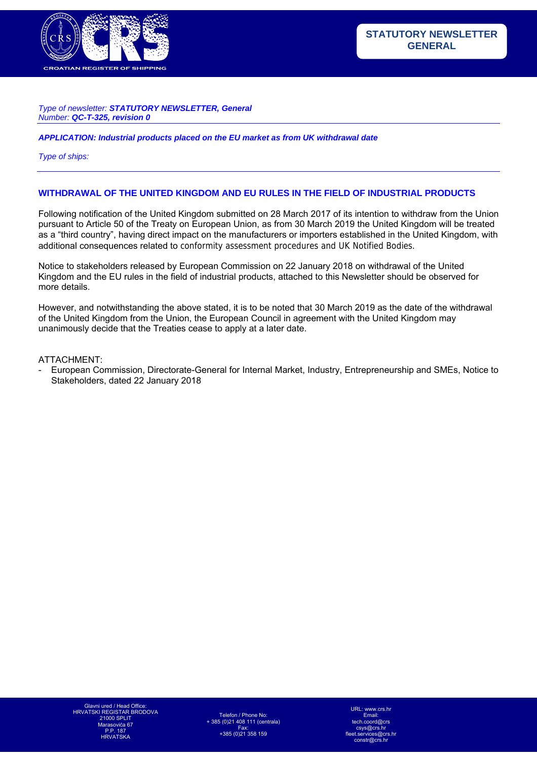**STATUTORY NEWSLETTER GENERAL**

*Type of newsletter:* ***STATUTORY NEWSLETTER, General***
*Number:* ***QC-T-325, revision 0***

***APPLICATION: Industrial products placed on the EU market as from UK withdrawal date***

*Type of ships:*

## WITHDRAWAL OF THE UNITED KINGDOM AND EU RULES IN THE FIELD OF INDUSTRIAL PRODUCTS

Following notification of the United Kingdom submitted on 28 March 2017 of its intention to withdraw from the Union pursuant to Article 50 of the Treaty on European Union, as from 30 March 2019 the United Kingdom will be treated as a "third country", having direct impact on the manufacturers or importers established in the United Kingdom, with additional consequences related to conformity assessment procedures and UK Notified Bodies.

Notice to stakeholders released by European Commission on 22 January 2018 on withdrawal of the United Kingdom and the EU rules in the field of industrial products, attached to this Newsletter should be observed for more details.

However, and notwithstanding the above stated, it is to be noted that 30 March 2019 as the date of the withdrawal of the United Kingdom from the Union, the European Council in agreement with the United Kingdom may unanimously decide that the Treaties cease to apply at a later date.

ATTACHMENT:

- European Commission, Directorate-General for Internal Market, Industry, Entrepreneurship and SMEs, Notice to Stakeholders, dated 22 January 2018

Glavni ured / Head Office:
HRVATSKI REGISTAR BRODOVA
21000 SPLIT
Marasovića 67
P.P. 187
HRVATSKA

Telefon / Phone No:
+ 385 (0)21 408 111 (centrala)
Fax:
+385 (0)21 358 159

URL: www.crs.hr
Email:
tech.coord@crs
csys@crs.hr
fleet.services@crs.hr
constr@crs.hr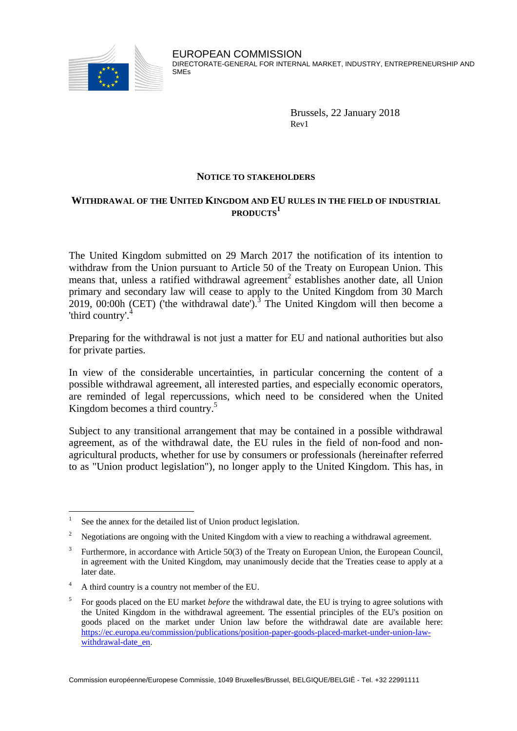EUROPEAN COMMISSION
DIRECTORATE-GENERAL FOR INTERNAL MARKET, INDUSTRY, ENTREPRENEURSHIP AND SMEs

Brussels, 22 January 2018
Rev1

## NOTICE TO STAKEHOLDERS

## WITHDRAWAL OF THE UNITED KINGDOM AND EU RULES IN THE FIELD OF INDUSTRIAL PRODUCTS[1]

The United Kingdom submitted on 29 March 2017 the notification of its intention to withdraw from the Union pursuant to Article 50 of the Treaty on European Union. This means that, unless a ratified withdrawal agreement[2] establishes another date, all Union primary and secondary law will cease to apply to the United Kingdom from 30 March 2019, 00:00h (CET) ('the withdrawal date').[3] The United Kingdom will then become a 'third country'.[4]

Preparing for the withdrawal is not just a matter for EU and national authorities but also for private parties.

In view of the considerable uncertainties, in particular concerning the content of a possible withdrawal agreement, all interested parties, and especially economic operators, are reminded of legal repercussions, which need to be considered when the United Kingdom becomes a third country.[5]

Subject to any transitional arrangement that may be contained in a possible withdrawal agreement, as of the withdrawal date, the EU rules in the field of non-food and non-agricultural products, whether for use by consumers or professionals (hereinafter referred to as "Union product legislation"), no longer apply to the United Kingdom. This has, in

---

[1] See the annex for the detailed list of Union product legislation.

[2] Negotiations are ongoing with the United Kingdom with a view to reaching a withdrawal agreement.

[3] Furthermore, in accordance with Article 50(3) of the Treaty on European Union, the European Council, in agreement with the United Kingdom, may unanimously decide that the Treaties cease to apply at a later date.

[4] A third country is a country not member of the EU.

[5] For goods placed on the EU market *before* the withdrawal date, the EU is trying to agree solutions with the United Kingdom in the withdrawal agreement. The essential principles of the EU's position on goods placed on the market under Union law before the withdrawal date are available here: https://ec.europa.eu/commission/publications/position-paper-goods-placed-market-under-union-law-withdrawal-date_en.

Commission européenne/Europese Commissie, 1049 Bruxelles/Brussel, BELGIQUE/BELGIË - Tel. +32 22991111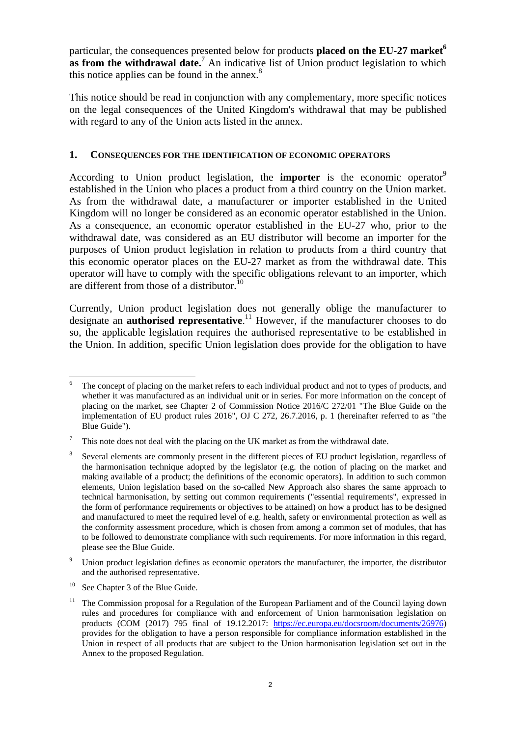particular, the consequences presented below for products **placed on the EU-27 market**[6] **as from the withdrawal date.**[7] An indicative list of Union product legislation to which this notice applies can be found in the annex.[8]

This notice should be read in conjunction with any complementary, more specific notices on the legal consequences of the United Kingdom's withdrawal that may be published with regard to any of the Union acts listed in the annex.

## 1. CONSEQUENCES FOR THE IDENTIFICATION OF ECONOMIC OPERATORS

According to Union product legislation, the **importer** is the economic operator[9] established in the Union who places a product from a third country on the Union market. As from the withdrawal date, a manufacturer or importer established in the United Kingdom will no longer be considered as an economic operator established in the Union. As a consequence, an economic operator established in the EU-27 who, prior to the withdrawal date, was considered as an EU distributor will become an importer for the purposes of Union product legislation in relation to products from a third country that this economic operator places on the EU-27 market as from the withdrawal date. This operator will have to comply with the specific obligations relevant to an importer, which are different from those of a distributor.[10]

Currently, Union product legislation does not generally oblige the manufacturer to designate an **authorised representative**.[11] However, if the manufacturer chooses to do so, the applicable legislation requires the authorised representative to be established in the Union. In addition, specific Union legislation does provide for the obligation to have

---

[6] The concept of placing on the market refers to each individual product and not to types of products, and whether it was manufactured as an individual unit or in series. For more information on the concept of placing on the market, see Chapter 2 of Commission Notice 2016/C 272/01 "The Blue Guide on the implementation of EU product rules 2016", OJ C 272, 26.7.2016, p. 1 (hereinafter referred to as "the Blue Guide").

[7] This note does not deal with the placing on the UK market as from the withdrawal date.

[8] Several elements are commonly present in the different pieces of EU product legislation, regardless of the harmonisation technique adopted by the legislator (e.g. the notion of placing on the market and making available of a product; the definitions of the economic operators). In addition to such common elements, Union legislation based on the so-called New Approach also shares the same approach to technical harmonisation, by setting out common requirements ("essential requirements", expressed in the form of performance requirements or objectives to be attained) on how a product has to be designed and manufactured to meet the required level of e.g. health, safety or environmental protection as well as the conformity assessment procedure, which is chosen from among a common set of modules, that has to be followed to demonstrate compliance with such requirements. For more information in this regard, please see the Blue Guide.

[9] Union product legislation defines as economic operators the manufacturer, the importer, the distributor and the authorised representative.

[10] See Chapter 3 of the Blue Guide.

[11] The Commission proposal for a Regulation of the European Parliament and of the Council laying down rules and procedures for compliance with and enforcement of Union harmonisation legislation on products (COM (2017) 795 final of 19.12.2017: https://ec.europa.eu/docsroom/documents/26976) provides for the obligation to have a person responsible for compliance information established in the Union in respect of all products that are subject to the Union harmonisation legislation set out in the Annex to the proposed Regulation.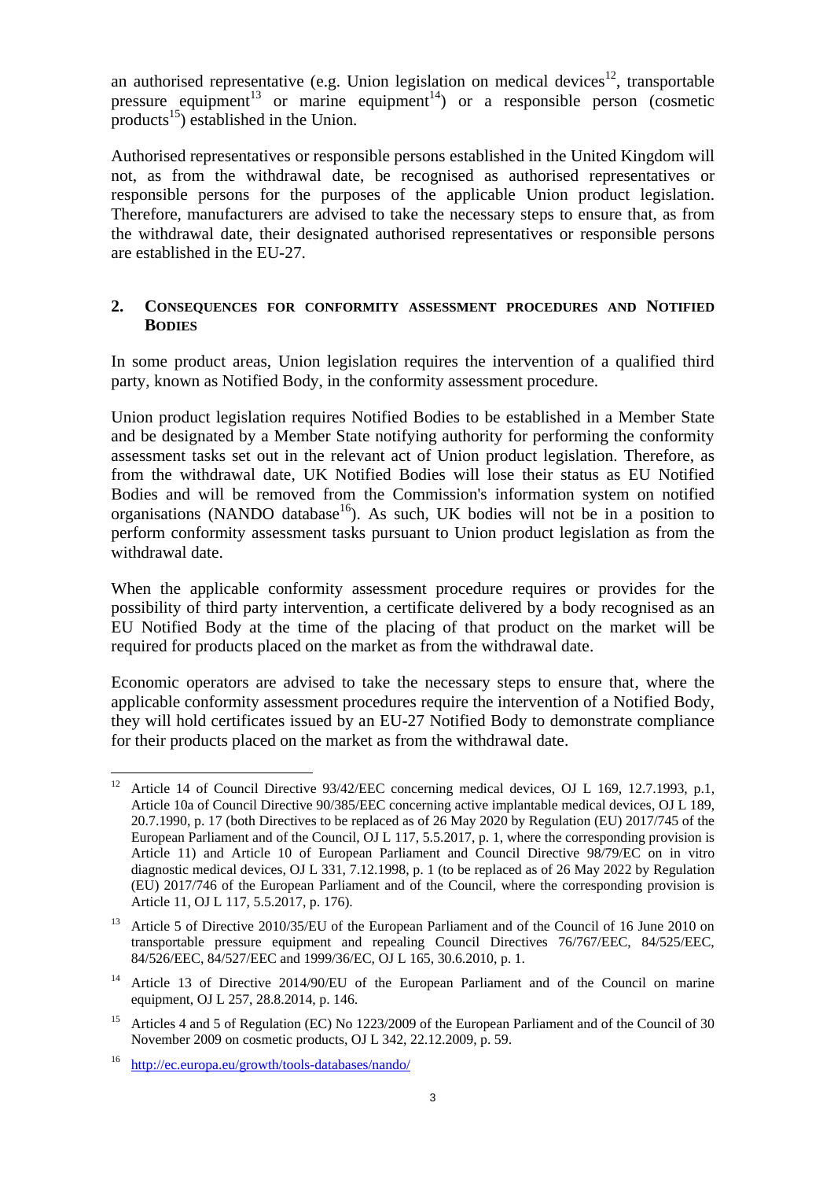an authorised representative (e.g. Union legislation on medical devices[12], transportable pressure equipment[13] or marine equipment[14]) or a responsible person (cosmetic products[15]) established in the Union.

Authorised representatives or responsible persons established in the United Kingdom will not, as from the withdrawal date, be recognised as authorised representatives or responsible persons for the purposes of the applicable Union product legislation. Therefore, manufacturers are advised to take the necessary steps to ensure that, as from the withdrawal date, their designated authorised representatives or responsible persons are established in the EU-27.

## 2. Consequences for conformity assessment procedures and Notified Bodies

In some product areas, Union legislation requires the intervention of a qualified third party, known as Notified Body, in the conformity assessment procedure.

Union product legislation requires Notified Bodies to be established in a Member State and be designated by a Member State notifying authority for performing the conformity assessment tasks set out in the relevant act of Union product legislation. Therefore, as from the withdrawal date, UK Notified Bodies will lose their status as EU Notified Bodies and will be removed from the Commission's information system on notified organisations (NANDO database[16]). As such, UK bodies will not be in a position to perform conformity assessment tasks pursuant to Union product legislation as from the withdrawal date.

When the applicable conformity assessment procedure requires or provides for the possibility of third party intervention, a certificate delivered by a body recognised as an EU Notified Body at the time of the placing of that product on the market will be required for products placed on the market as from the withdrawal date.

Economic operators are advised to take the necessary steps to ensure that, where the applicable conformity assessment procedures require the intervention of a Notified Body, they will hold certificates issued by an EU-27 Notified Body to demonstrate compliance for their products placed on the market as from the withdrawal date.

---

[12] Article 14 of Council Directive 93/42/EEC concerning medical devices, OJ L 169, 12.7.1993, p.1, Article 10a of Council Directive 90/385/EEC concerning active implantable medical devices, OJ L 189, 20.7.1990, p. 17 (both Directives to be replaced as of 26 May 2020 by Regulation (EU) 2017/745 of the European Parliament and of the Council, OJ L 117, 5.5.2017, p. 1, where the corresponding provision is Article 11) and Article 10 of European Parliament and Council Directive 98/79/EC on in vitro diagnostic medical devices, OJ L 331, 7.12.1998, p. 1 (to be replaced as of 26 May 2022 by Regulation (EU) 2017/746 of the European Parliament and of the Council, where the corresponding provision is Article 11, OJ L 117, 5.5.2017, p. 176).

[13] Article 5 of Directive 2010/35/EU of the European Parliament and of the Council of 16 June 2010 on transportable pressure equipment and repealing Council Directives 76/767/EEC, 84/525/EEC, 84/526/EEC, 84/527/EEC and 1999/36/EC, OJ L 165, 30.6.2010, p. 1.

[14] Article 13 of Directive 2014/90/EU of the European Parliament and of the Council on marine equipment, OJ L 257, 28.8.2014, p. 146.

[15] Articles 4 and 5 of Regulation (EC) No 1223/2009 of the European Parliament and of the Council of 30 November 2009 on cosmetic products, OJ L 342, 22.12.2009, p. 59.

[16] http://ec.europa.eu/growth/tools-databases/nando/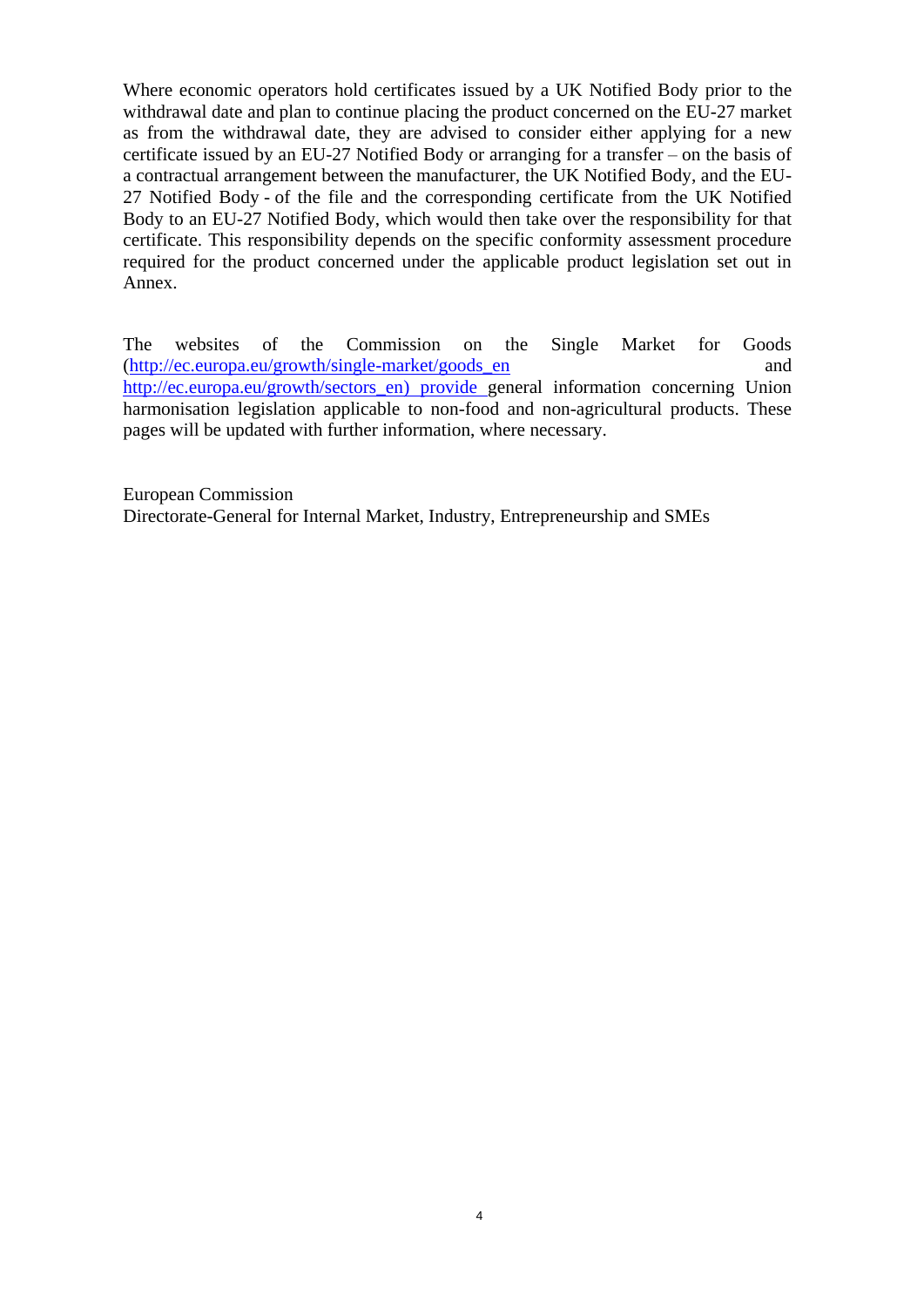Where economic operators hold certificates issued by a UK Notified Body prior to the withdrawal date and plan to continue placing the product concerned on the EU-27 market as from the withdrawal date, they are advised to consider either applying for a new certificate issued by an EU-27 Notified Body or arranging for a transfer – on the basis of a contractual arrangement between the manufacturer, the UK Notified Body, and the EU-27 Notified Body - of the file and the corresponding certificate from the UK Notified Body to an EU-27 Notified Body, which would then take over the responsibility for that certificate. This responsibility depends on the specific conformity assessment procedure required for the product concerned under the applicable product legislation set out in Annex.

The websites of the Commission on the Single Market for Goods (http://ec.europa.eu/growth/single-market/goods_en and http://ec.europa.eu/growth/sectors_en) provide general information concerning Union harmonisation legislation applicable to non-food and non-agricultural products. These pages will be updated with further information, where necessary.

European Commission
Directorate-General for Internal Market, Industry, Entrepreneurship and SMEs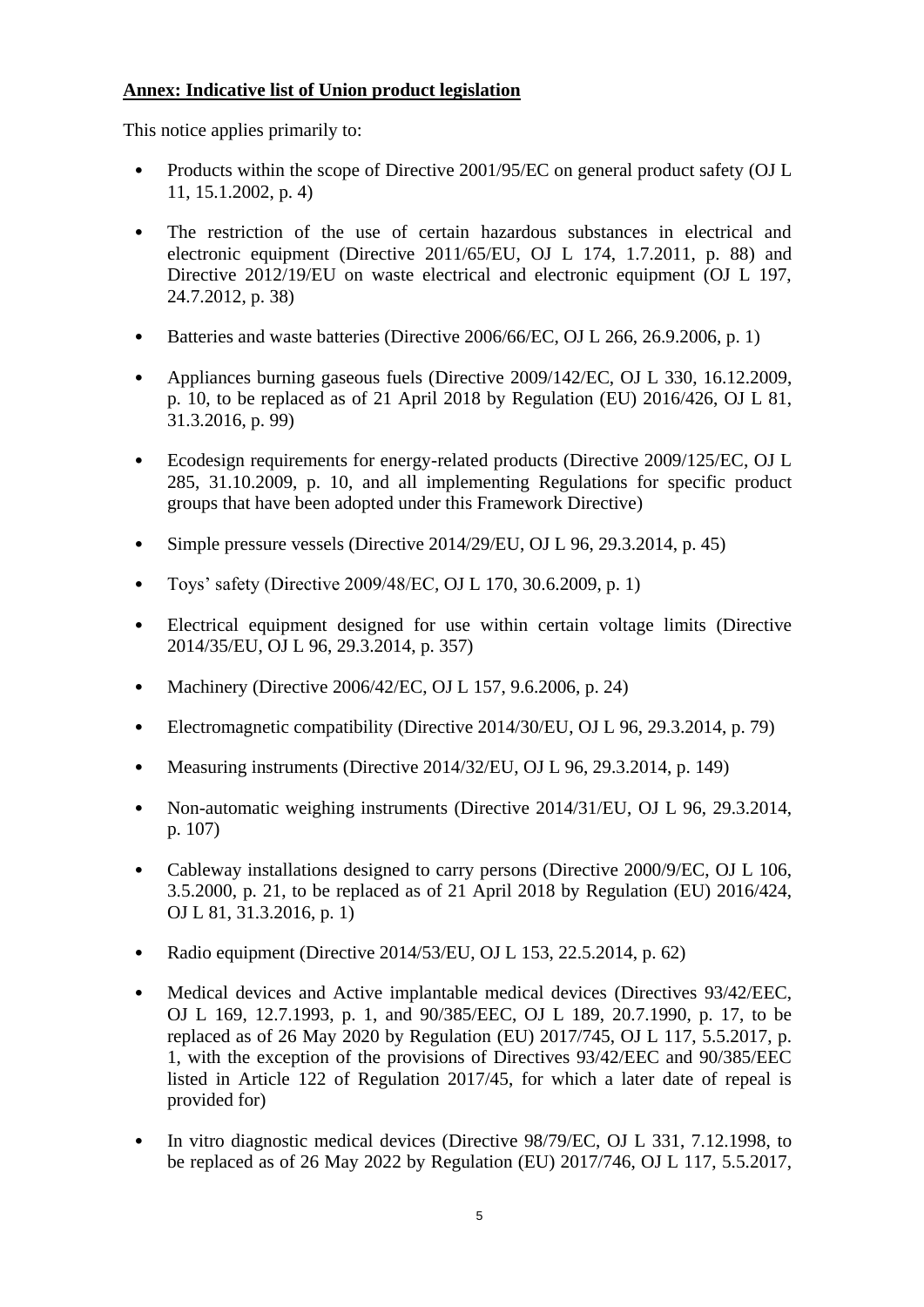**Annex: Indicative list of Union product legislation**

This notice applies primarily to:

- Products within the scope of Directive 2001/95/EC on general product safety (OJ L 11, 15.1.2002, p. 4)
- The restriction of the use of certain hazardous substances in electrical and electronic equipment (Directive 2011/65/EU, OJ L 174, 1.7.2011, p. 88) and Directive 2012/19/EU on waste electrical and electronic equipment (OJ L 197, 24.7.2012, p. 38)
- Batteries and waste batteries (Directive 2006/66/EC, OJ L 266, 26.9.2006, p. 1)
- Appliances burning gaseous fuels (Directive 2009/142/EC, OJ L 330, 16.12.2009, p. 10, to be replaced as of 21 April 2018 by Regulation (EU) 2016/426, OJ L 81, 31.3.2016, p. 99)
- Ecodesign requirements for energy-related products (Directive 2009/125/EC, OJ L 285, 31.10.2009, p. 10, and all implementing Regulations for specific product groups that have been adopted under this Framework Directive)
- Simple pressure vessels (Directive 2014/29/EU, OJ L 96, 29.3.2014, p. 45)
- Toys' safety (Directive 2009/48/EC, OJ L 170, 30.6.2009, p. 1)
- Electrical equipment designed for use within certain voltage limits (Directive 2014/35/EU, OJ L 96, 29.3.2014, p. 357)
- Machinery (Directive 2006/42/EC, OJ L 157, 9.6.2006, p. 24)
- Electromagnetic compatibility (Directive 2014/30/EU, OJ L 96, 29.3.2014, p. 79)
- Measuring instruments (Directive 2014/32/EU, OJ L 96, 29.3.2014, p. 149)
- Non-automatic weighing instruments (Directive 2014/31/EU, OJ L 96, 29.3.2014, p. 107)
- Cableway installations designed to carry persons (Directive 2000/9/EC, OJ L 106, 3.5.2000, p. 21, to be replaced as of 21 April 2018 by Regulation (EU) 2016/424, OJ L 81, 31.3.2016, p. 1)
- Radio equipment (Directive 2014/53/EU, OJ L 153, 22.5.2014, p. 62)
- Medical devices and Active implantable medical devices (Directives 93/42/EEC, OJ L 169, 12.7.1993, p. 1, and 90/385/EEC, OJ L 189, 20.7.1990, p. 17, to be replaced as of 26 May 2020 by Regulation (EU) 2017/745, OJ L 117, 5.5.2017, p. 1, with the exception of the provisions of Directives 93/42/EEC and 90/385/EEC listed in Article 122 of Regulation 2017/45, for which a later date of repeal is provided for)
- In vitro diagnostic medical devices (Directive 98/79/EC, OJ L 331, 7.12.1998, to be replaced as of 26 May 2022 by Regulation (EU) 2017/746, OJ L 117, 5.5.2017,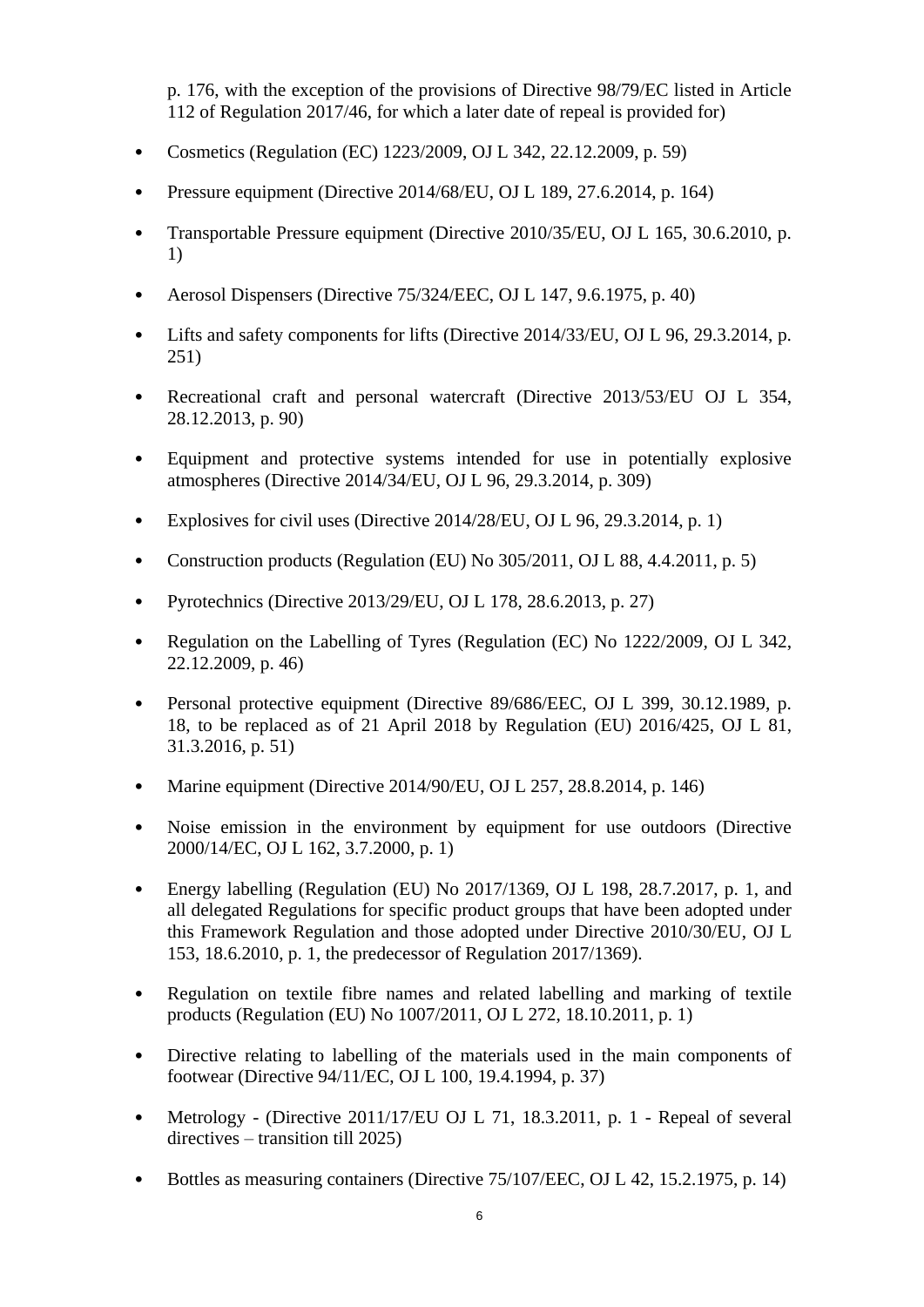p. 176, with the exception of the provisions of Directive 98/79/EC listed in Article 112 of Regulation 2017/46, for which a later date of repeal is provided for)

- Cosmetics (Regulation (EC) 1223/2009, OJ L 342, 22.12.2009, p. 59)
- Pressure equipment (Directive 2014/68/EU, OJ L 189, 27.6.2014, p. 164)
- Transportable Pressure equipment (Directive 2010/35/EU, OJ L 165, 30.6.2010, p. 1)
- Aerosol Dispensers (Directive 75/324/EEC, OJ L 147, 9.6.1975, p. 40)
- Lifts and safety components for lifts (Directive 2014/33/EU, OJ L 96, 29.3.2014, p. 251)
- Recreational craft and personal watercraft (Directive 2013/53/EU OJ L 354, 28.12.2013, p. 90)
- Equipment and protective systems intended for use in potentially explosive atmospheres (Directive 2014/34/EU, OJ L 96, 29.3.2014, p. 309)
- Explosives for civil uses (Directive 2014/28/EU, OJ L 96, 29.3.2014, p. 1)
- Construction products (Regulation (EU) No 305/2011, OJ L 88, 4.4.2011, p. 5)
- Pyrotechnics (Directive 2013/29/EU, OJ L 178, 28.6.2013, p. 27)
- Regulation on the Labelling of Tyres (Regulation (EC) No 1222/2009, OJ L 342, 22.12.2009, p. 46)
- Personal protective equipment (Directive 89/686/EEC, OJ L 399, 30.12.1989, p. 18, to be replaced as of 21 April 2018 by Regulation (EU) 2016/425, OJ L 81, 31.3.2016, p. 51)
- Marine equipment (Directive 2014/90/EU, OJ L 257, 28.8.2014, p. 146)
- Noise emission in the environment by equipment for use outdoors (Directive 2000/14/EC, OJ L 162, 3.7.2000, p. 1)
- Energy labelling (Regulation (EU) No 2017/1369, OJ L 198, 28.7.2017, p. 1, and all delegated Regulations for specific product groups that have been adopted under this Framework Regulation and those adopted under Directive 2010/30/EU, OJ L 153, 18.6.2010, p. 1, the predecessor of Regulation 2017/1369).
- Regulation on textile fibre names and related labelling and marking of textile products (Regulation (EU) No 1007/2011, OJ L 272, 18.10.2011, p. 1)
- Directive relating to labelling of the materials used in the main components of footwear (Directive 94/11/EC, OJ L 100, 19.4.1994, p. 37)
- Metrology - (Directive 2011/17/EU OJ L 71, 18.3.2011, p. 1 - Repeal of several directives – transition till 2025)
- Bottles as measuring containers (Directive 75/107/EEC, OJ L 42, 15.2.1975, p. 14)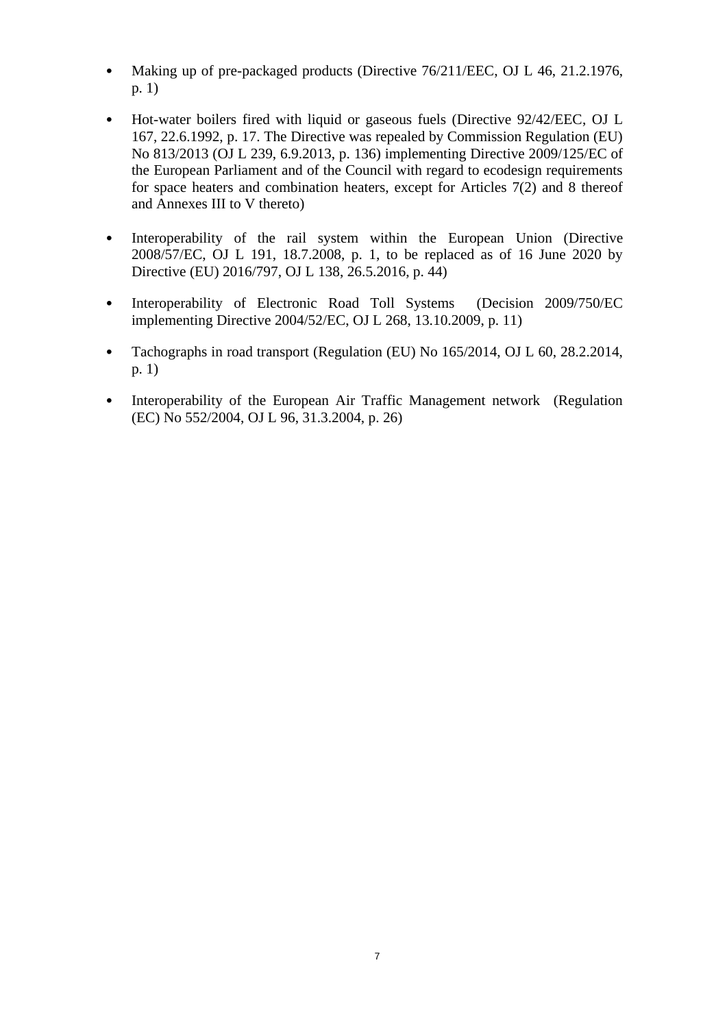- Making up of pre-packaged products (Directive 76/211/EEC, OJ L 46, 21.2.1976, p. 1)

- Hot-water boilers fired with liquid or gaseous fuels (Directive 92/42/EEC, OJ L 167, 22.6.1992, p. 17. The Directive was repealed by Commission Regulation (EU) No 813/2013 (OJ L 239, 6.9.2013, p. 136) implementing Directive 2009/125/EC of the European Parliament and of the Council with regard to ecodesign requirements for space heaters and combination heaters, except for Articles 7(2) and 8 thereof and Annexes III to V thereto)

- Interoperability of the rail system within the European Union (Directive 2008/57/EC, OJ L 191, 18.7.2008, p. 1, to be replaced as of 16 June 2020 by Directive (EU) 2016/797, OJ L 138, 26.5.2016, p. 44)

- Interoperability of Electronic Road Toll Systems (Decision 2009/750/EC implementing Directive 2004/52/EC, OJ L 268, 13.10.2009, p. 11)

- Tachographs in road transport (Regulation (EU) No 165/2014, OJ L 60, 28.2.2014, p. 1)

- Interoperability of the European Air Traffic Management network (Regulation (EC) No 552/2004, OJ L 96, 31.3.2004, p. 26)